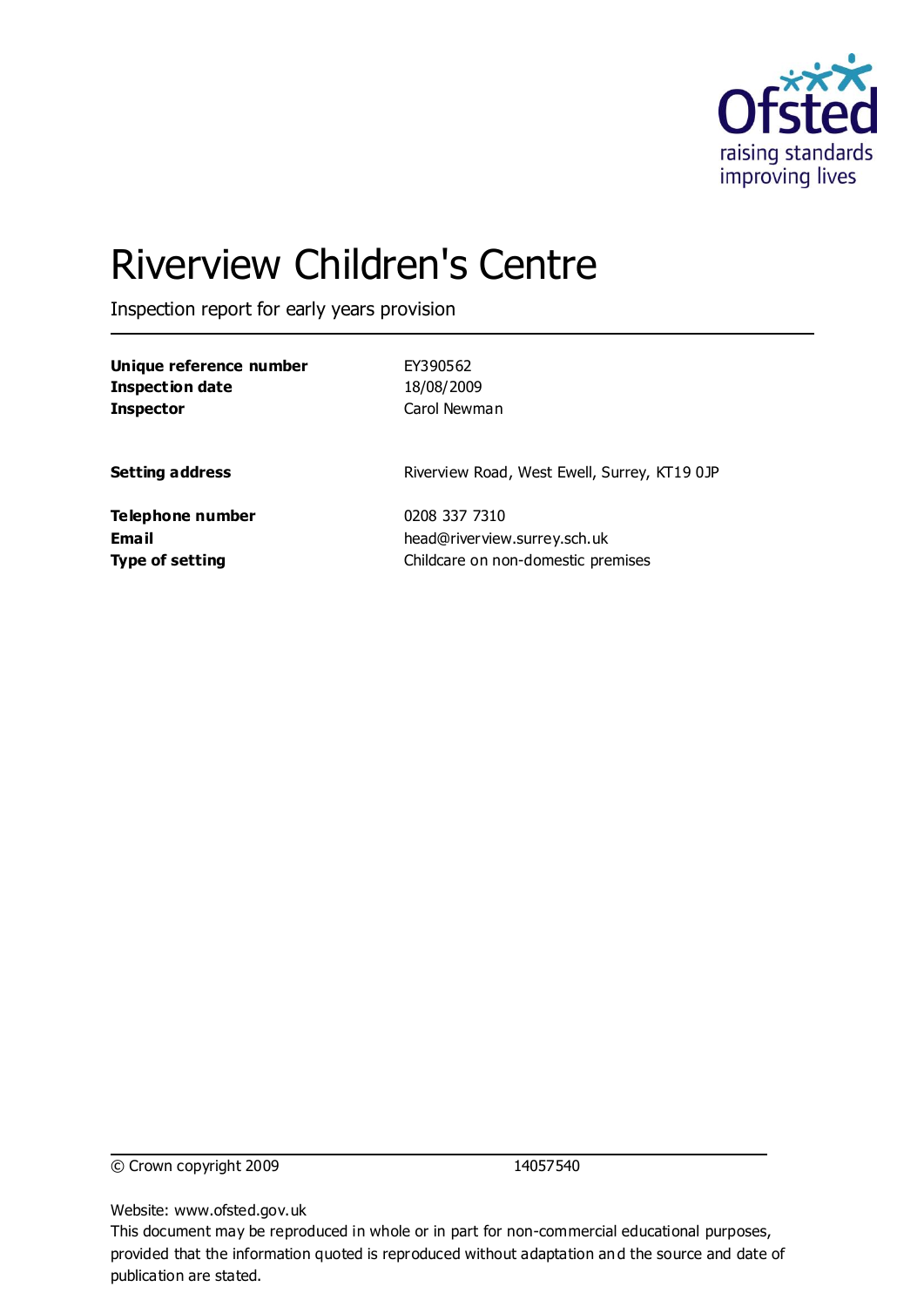Ofsted

raising standards
improving lives

# Riverview Children's Centre

Inspection report for early years provision

| | |
|---|---|
| **Unique reference number** | EY390562 |
| **Inspection date** | 18/08/2009 |
| **Inspector** | Carol Newman |
| **Setting address** | Riverview Road, West Ewell, Surrey, KT19 0JP |
| **Telephone number** | 0208 337 7310 |
| **Email** | head@riverview.surrey.sch.uk |
| **Type of setting** | Childcare on non-domestic premises |

© Crown copyright 2009 14057540

Website: www.ofsted.gov.uk

This document may be reproduced in whole or in part for non-commercial educational purposes, provided that the information quoted is reproduced without adaptation and the source and date of publication are stated.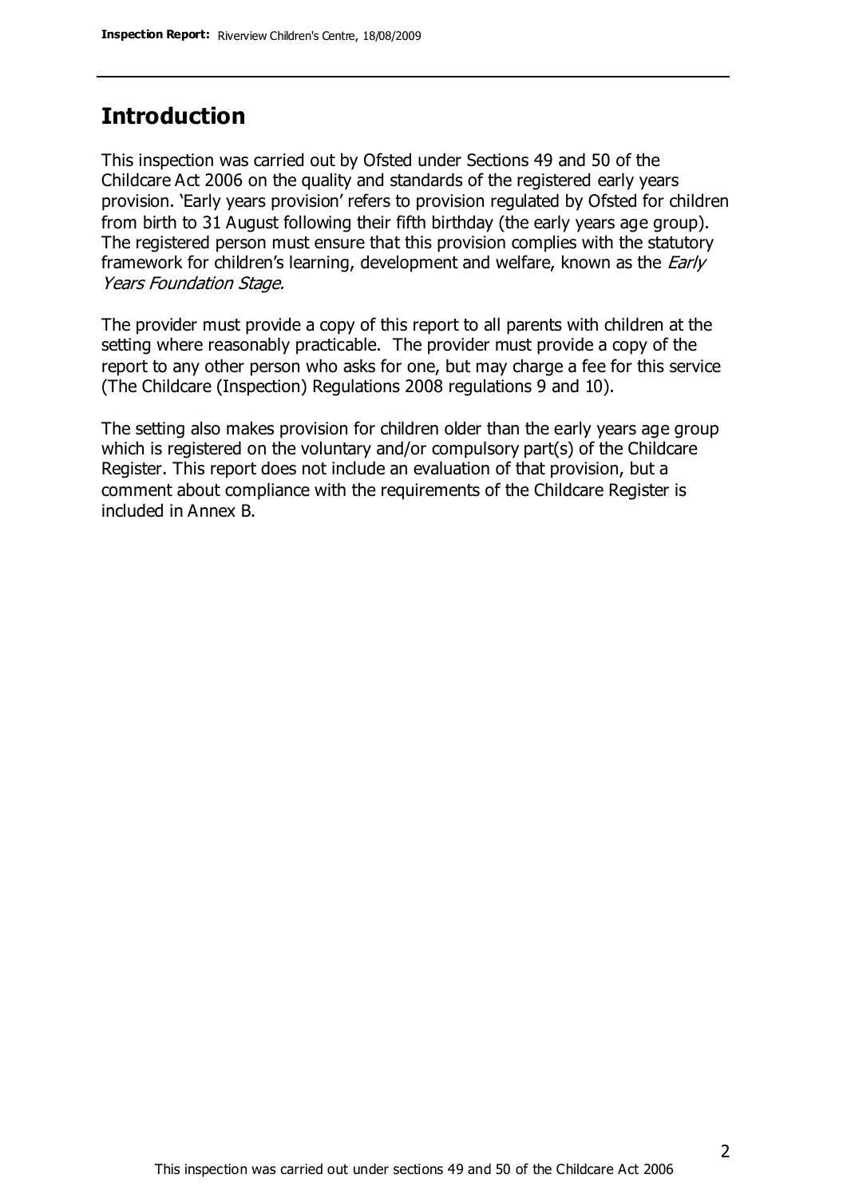## Introduction

This inspection was carried out by Ofsted under Sections 49 and 50 of the Childcare Act 2006 on the quality and standards of the registered early years provision. 'Early years provision' refers to provision regulated by Ofsted for children from birth to 31 August following their fifth birthday (the early years age group). The registered person must ensure that this provision complies with the statutory framework for children's learning, development and welfare, known as the *Early Years Foundation Stage*.

The provider must provide a copy of this report to all parents with children at the setting where reasonably practicable. The provider must provide a copy of the report to any other person who asks for one, but may charge a fee for this service (The Childcare (Inspection) Regulations 2008 regulations 9 and 10).

The setting also makes provision for children older than the early years age group which is registered on the voluntary and/or compulsory part(s) of the Childcare Register. This report does not include an evaluation of that provision, but a comment about compliance with the requirements of the Childcare Register is included in Annex B.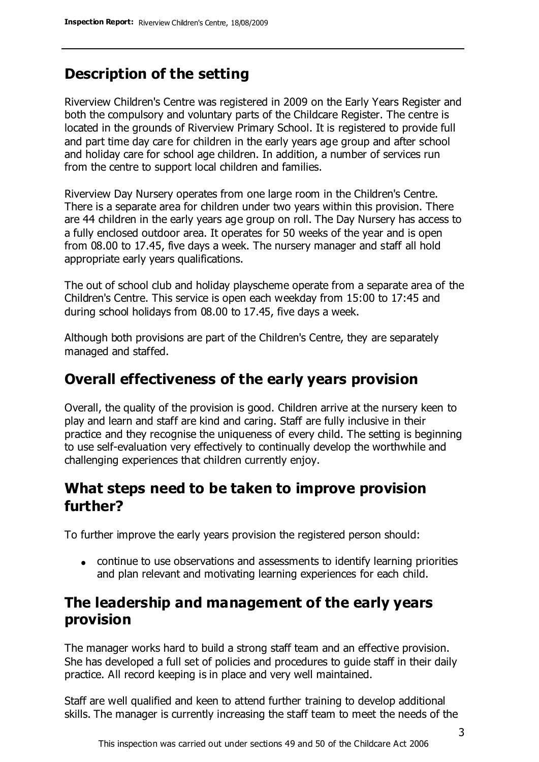## Description of the setting

Riverview Children's Centre was registered in 2009 on the Early Years Register and both the compulsory and voluntary parts of the Childcare Register. The centre is located in the grounds of Riverview Primary School. It is registered to provide full and part time day care for children in the early years age group and after school and holiday care for school age children. In addition, a number of services run from the centre to support local children and families.

Riverview Day Nursery operates from one large room in the Children's Centre. There is a separate area for children under two years within this provision. There are 44 children in the early years age group on roll. The Day Nursery has access to a fully enclosed outdoor area. It operates for 50 weeks of the year and is open from 08.00 to 17.45, five days a week. The nursery manager and staff all hold appropriate early years qualifications.

The out of school club and holiday playscheme operate from a separate area of the Children's Centre. This service is open each weekday from 15:00 to 17:45 and during school holidays from 08.00 to 17.45, five days a week.

Although both provisions are part of the Children's Centre, they are separately managed and staffed.

## Overall effectiveness of the early years provision

Overall, the quality of the provision is good. Children arrive at the nursery keen to play and learn and staff are kind and caring. Staff are fully inclusive in their practice and they recognise the uniqueness of every child. The setting is beginning to use self-evaluation very effectively to continually develop the worthwhile and challenging experiences that children currently enjoy.

## What steps need to be taken to improve provision further?

To further improve the early years provision the registered person should:

- continue to use observations and assessments to identify learning priorities and plan relevant and motivating learning experiences for each child.

## The leadership and management of the early years provision

The manager works hard to build a strong staff team and an effective provision. She has developed a full set of policies and procedures to guide staff in their daily practice. All record keeping is in place and very well maintained.

Staff are well qualified and keen to attend further training to develop additional skills. The manager is currently increasing the staff team to meet the needs of the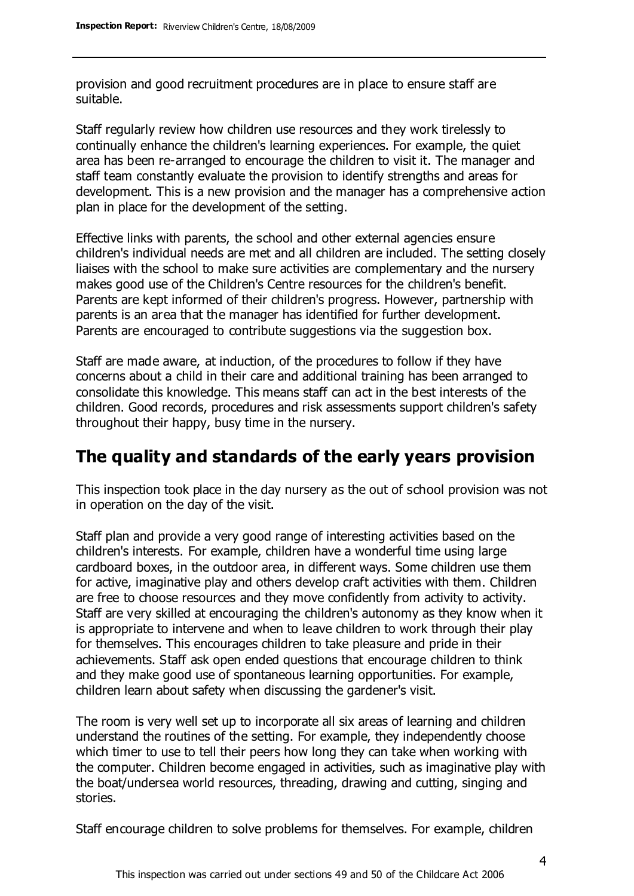provision and good recruitment procedures are in place to ensure staff are suitable.

Staff regularly review how children use resources and they work tirelessly to continually enhance the children's learning experiences. For example, the quiet area has been re-arranged to encourage the children to visit it. The manager and staff team constantly evaluate the provision to identify strengths and areas for development. This is a new provision and the manager has a comprehensive action plan in place for the development of the setting.

Effective links with parents, the school and other external agencies ensure children's individual needs are met and all children are included. The setting closely liaises with the school to make sure activities are complementary and the nursery makes good use of the Children's Centre resources for the children's benefit. Parents are kept informed of their children's progress. However, partnership with parents is an area that the manager has identified for further development. Parents are encouraged to contribute suggestions via the suggestion box.

Staff are made aware, at induction, of the procedures to follow if they have concerns about a child in their care and additional training has been arranged to consolidate this knowledge. This means staff can act in the best interests of the children. Good records, procedures and risk assessments support children's safety throughout their happy, busy time in the nursery.

## The quality and standards of the early years provision

This inspection took place in the day nursery as the out of school provision was not in operation on the day of the visit.

Staff plan and provide a very good range of interesting activities based on the children's interests. For example, children have a wonderful time using large cardboard boxes, in the outdoor area, in different ways. Some children use them for active, imaginative play and others develop craft activities with them. Children are free to choose resources and they move confidently from activity to activity. Staff are very skilled at encouraging the children's autonomy as they know when it is appropriate to intervene and when to leave children to work through their play for themselves. This encourages children to take pleasure and pride in their achievements. Staff ask open ended questions that encourage children to think and they make good use of spontaneous learning opportunities. For example, children learn about safety when discussing the gardener's visit.

The room is very well set up to incorporate all six areas of learning and children understand the routines of the setting. For example, they independently choose which timer to use to tell their peers how long they can take when working with the computer. Children become engaged in activities, such as imaginative play with the boat/undersea world resources, threading, drawing and cutting, singing and stories.

Staff encourage children to solve problems for themselves. For example, children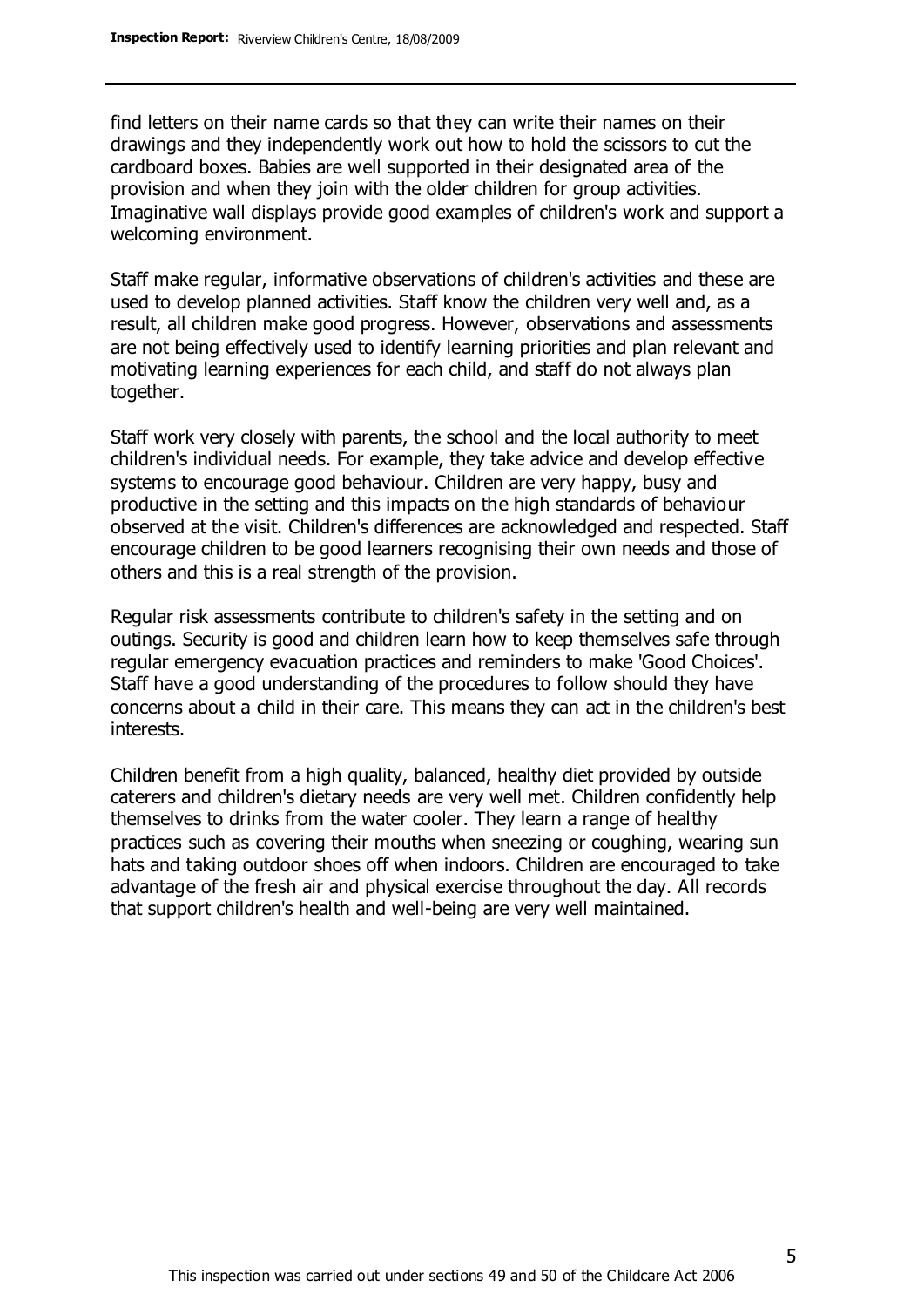find letters on their name cards so that they can write their names on their drawings and they independently work out how to hold the scissors to cut the cardboard boxes. Babies are well supported in their designated area of the provision and when they join with the older children for group activities. Imaginative wall displays provide good examples of children's work and support a welcoming environment.

Staff make regular, informative observations of children's activities and these are used to develop planned activities. Staff know the children very well and, as a result, all children make good progress. However, observations and assessments are not being effectively used to identify learning priorities and plan relevant and motivating learning experiences for each child, and staff do not always plan together.

Staff work very closely with parents, the school and the local authority to meet children's individual needs. For example, they take advice and develop effective systems to encourage good behaviour. Children are very happy, busy and productive in the setting and this impacts on the high standards of behaviour observed at the visit. Children's differences are acknowledged and respected. Staff encourage children to be good learners recognising their own needs and those of others and this is a real strength of the provision.

Regular risk assessments contribute to children's safety in the setting and on outings. Security is good and children learn how to keep themselves safe through regular emergency evacuation practices and reminders to make 'Good Choices'. Staff have a good understanding of the procedures to follow should they have concerns about a child in their care. This means they can act in the children's best interests.

Children benefit from a high quality, balanced, healthy diet provided by outside caterers and children's dietary needs are very well met. Children confidently help themselves to drinks from the water cooler. They learn a range of healthy practices such as covering their mouths when sneezing or coughing, wearing sun hats and taking outdoor shoes off when indoors. Children are encouraged to take advantage of the fresh air and physical exercise throughout the day. All records that support children's health and well-being are very well maintained.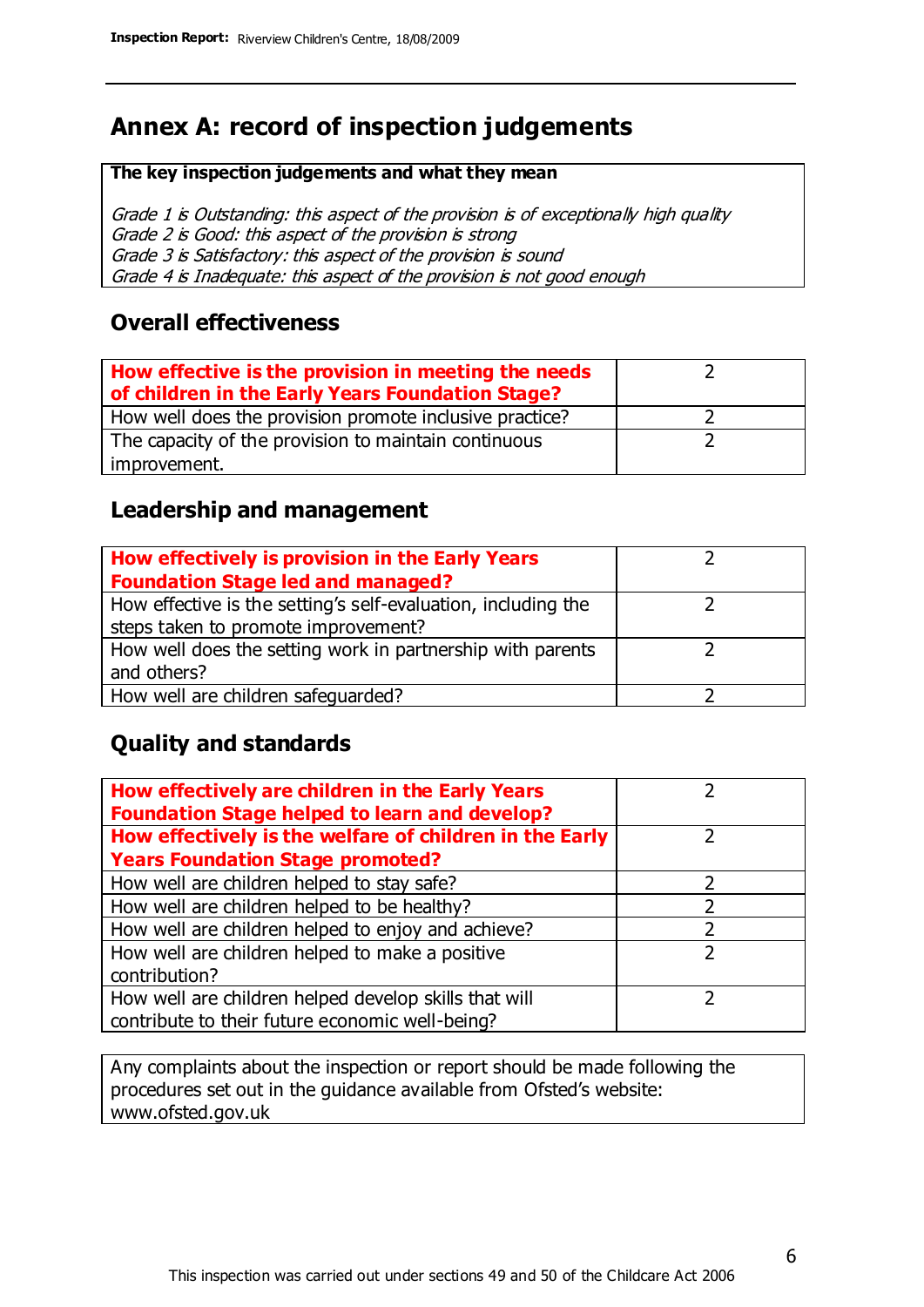# Annex A: record of inspection judgements

**The key inspection judgements and what they mean**

*Grade 1 is Outstanding: this aspect of the provision is of exceptionally high quality*
*Grade 2 is Good: this aspect of the provision is strong*
*Grade 3 is Satisfactory: this aspect of the provision is sound*
*Grade 4 is Inadequate: this aspect of the provision is not good enough*

## Overall effectiveness

| | |
|---|---|
| **How effective is the provision in meeting the needs of children in the Early Years Foundation Stage?** | 2 |
| How well does the provision promote inclusive practice? | 2 |
| The capacity of the provision to maintain continuous improvement. | 2 |

## Leadership and management

| | |
|---|---|
| **How effectively is provision in the Early Years Foundation Stage led and managed?** | 2 |
| How effective is the setting's self-evaluation, including the steps taken to promote improvement? | 2 |
| How well does the setting work in partnership with parents and others? | 2 |
| How well are children safeguarded? | 2 |

## Quality and standards

| | |
|---|---|
| **How effectively are children in the Early Years Foundation Stage helped to learn and develop?** | 2 |
| **How effectively is the welfare of children in the Early Years Foundation Stage promoted?** | 2 |
| How well are children helped to stay safe? | 2 |
| How well are children helped to be healthy? | 2 |
| How well are children helped to enjoy and achieve? | 2 |
| How well are children helped to make a positive contribution? | 2 |
| How well are children helped develop skills that will contribute to their future economic well-being? | 2 |

Any complaints about the inspection or report should be made following the procedures set out in the guidance available from Ofsted's website: www.ofsted.gov.uk

This inspection was carried out under sections 49 and 50 of the Childcare Act 2006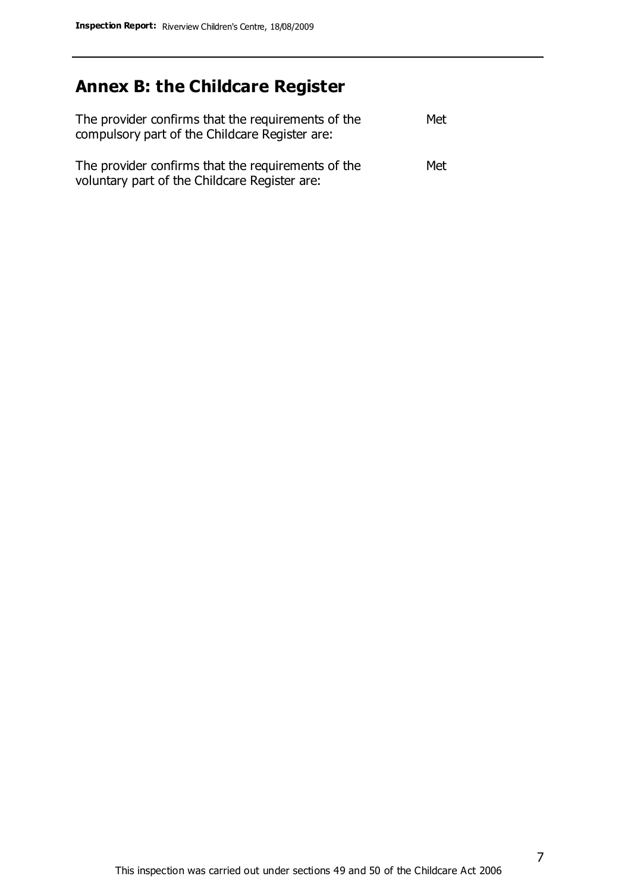## Annex B: the Childcare Register

| | |
|---|---|
| The provider confirms that the requirements of the compulsory part of the Childcare Register are: | Met |
| The provider confirms that the requirements of the voluntary part of the Childcare Register are: | Met |

This inspection was carried out under sections 49 and 50 of the Childcare Act 2006